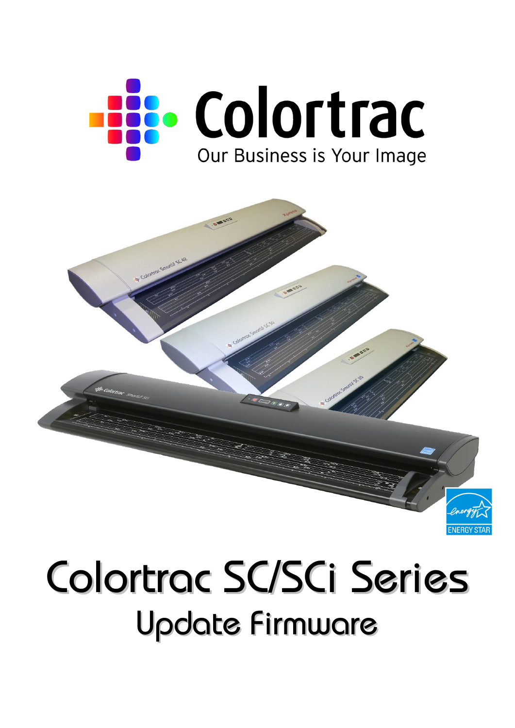# Colortrac

Our Business is Your Image

# Colortrac SC/SCi Series

## Update Firmware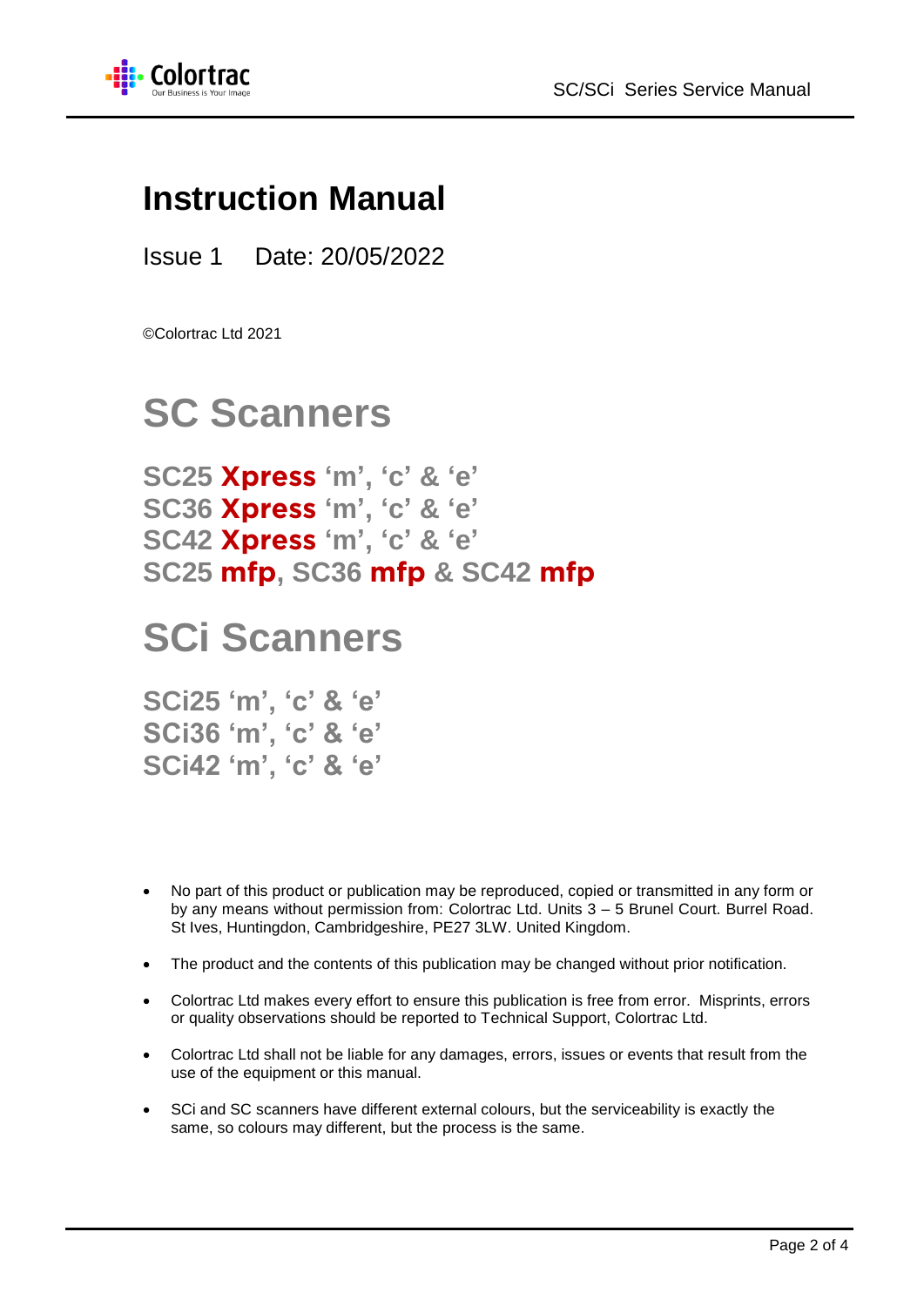# Instruction Manual

Issue 1 Date: 20/05/2022

©Colortrac Ltd 2021

# SC Scanners

## SC25 Xpress 'm', 'c' & 'e'
## SC36 Xpress 'm', 'c' & 'e'
## SC42 Xpress 'm', 'c' & 'e'
## SC25 mfp, SC36 mfp & SC42 mfp

# SCi Scanners

## SCi25 'm', 'c' & 'e'
## SCi36 'm', 'c' & 'e'
## SCi42 'm', 'c' & 'e'

- No part of this product or publication may be reproduced, copied or transmitted in any form or by any means without permission from: Colortrac Ltd. Units 3 – 5 Brunel Court. Burrel Road. St Ives, Huntingdon, Cambridgeshire, PE27 3LW. United Kingdom.
- The product and the contents of this publication may be changed without prior notification.
- Colortrac Ltd makes every effort to ensure this publication is free from error. Misprints, errors or quality observations should be reported to Technical Support, Colortrac Ltd.
- Colortrac Ltd shall not be liable for any damages, errors, issues or events that result from the use of the equipment or this manual.
- SCi and SC scanners have different external colours, but the serviceability is exactly the same, so colours may different, but the process is the same.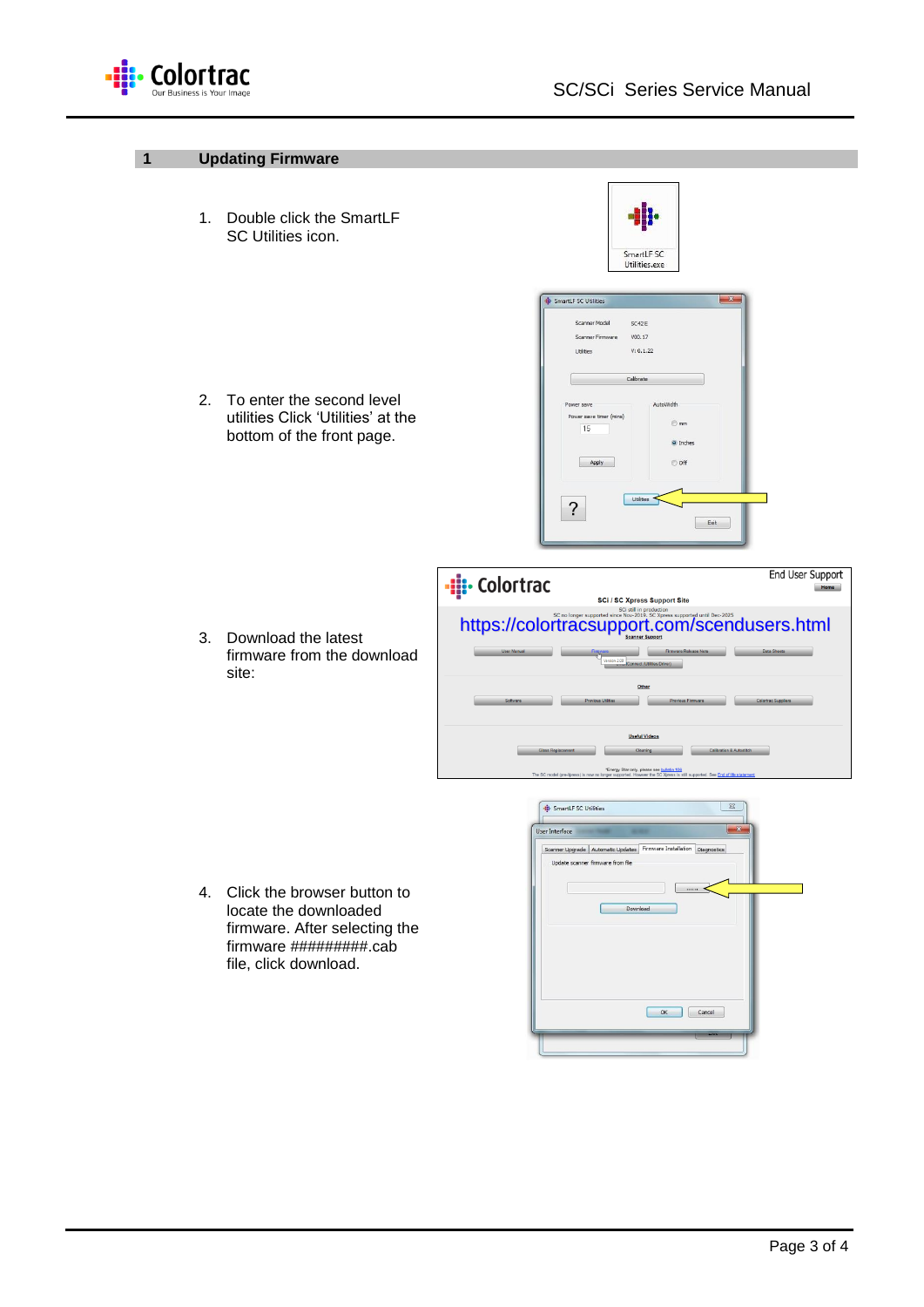# 1 Updating Firmware

1. Double click the SmartLF SC Utilities icon.

2. To enter the second level utilities Click 'Utilities' at the bottom of the front page.

3. Download the latest firmware from the download site:

https://colortracsupport.com/scendusers.html

4. Click the browser button to locate the downloaded firmware. After selecting the firmware #########.cab file, click download.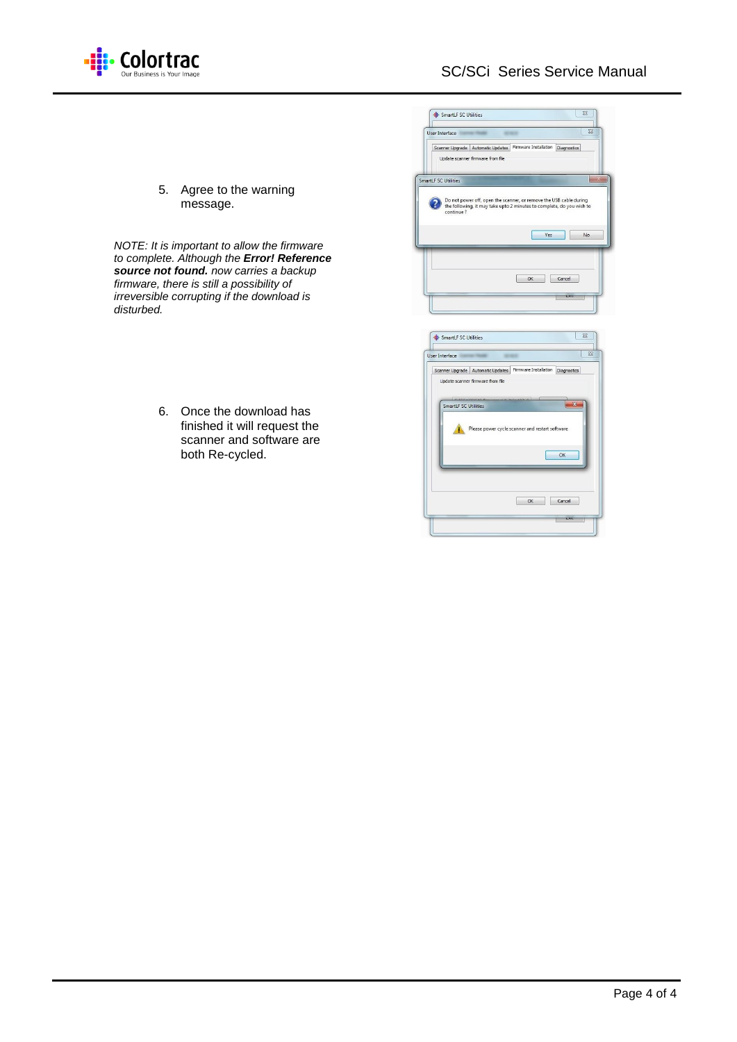5. Agree to the warning message.

*NOTE: It is important to allow the firmware to complete. Although the* ***Error! Reference source not found.*** *now carries a backup firmware, there is still a possibility of irreversible corrupting if the download is disturbed.*

6. Once the download has finished it will request the scanner and software are both Re-cycled.